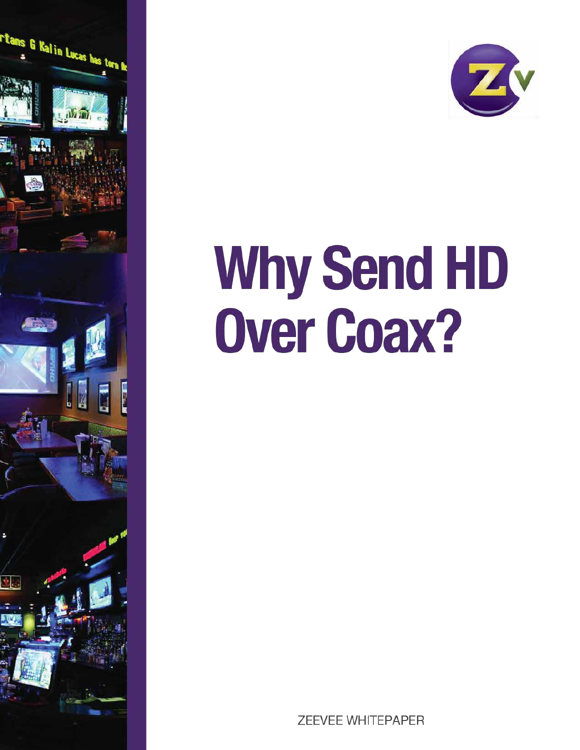# Why Send HD Over Coax?

ZEEVEE WHITEPAPER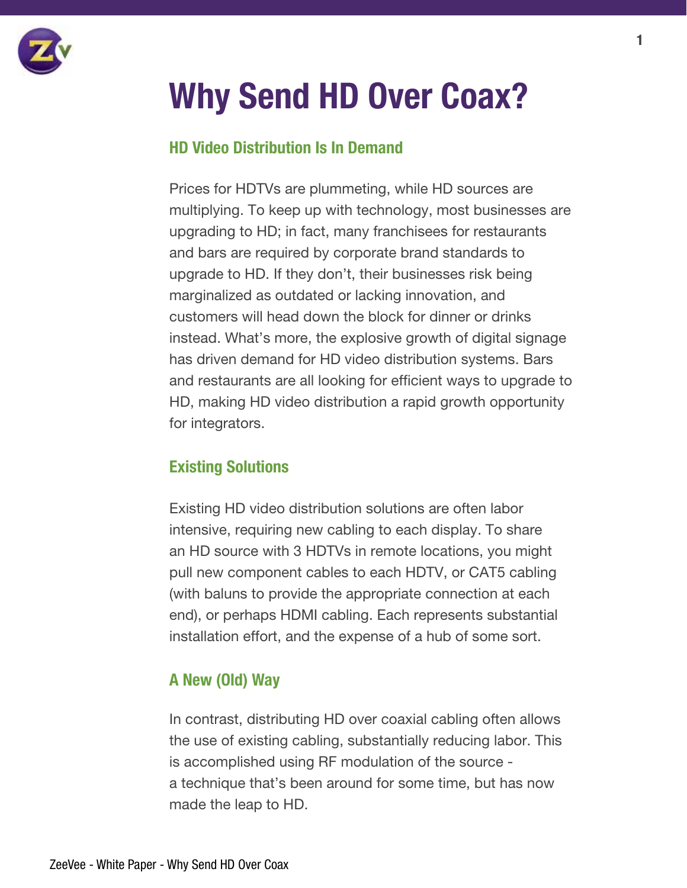# Why Send HD Over Coax?

## HD Video Distribution Is In Demand

Prices for HDTVs are plummeting, while HD sources are multiplying. To keep up with technology, most businesses are upgrading to HD; in fact, many franchisees for restaurants and bars are required by corporate brand standards to upgrade to HD. If they don't, their businesses risk being marginalized as outdated or lacking innovation, and customers will head down the block for dinner or drinks instead. What's more, the explosive growth of digital signage has driven demand for HD video distribution systems. Bars and restaurants are all looking for efficient ways to upgrade to HD, making HD video distribution a rapid growth opportunity for integrators.

## Existing Solutions

Existing HD video distribution solutions are often labor intensive, requiring new cabling to each display. To share an HD source with 3 HDTVs in remote locations, you might pull new component cables to each HDTV, or CAT5 cabling (with baluns to provide the appropriate connection at each end), or perhaps HDMI cabling. Each represents substantial installation effort, and the expense of a hub of some sort.

## A New (Old) Way

In contrast, distributing HD over coaxial cabling often allows the use of existing cabling, substantially reducing labor. This is accomplished using RF modulation of the source - a technique that's been around for some time, but has now made the leap to HD.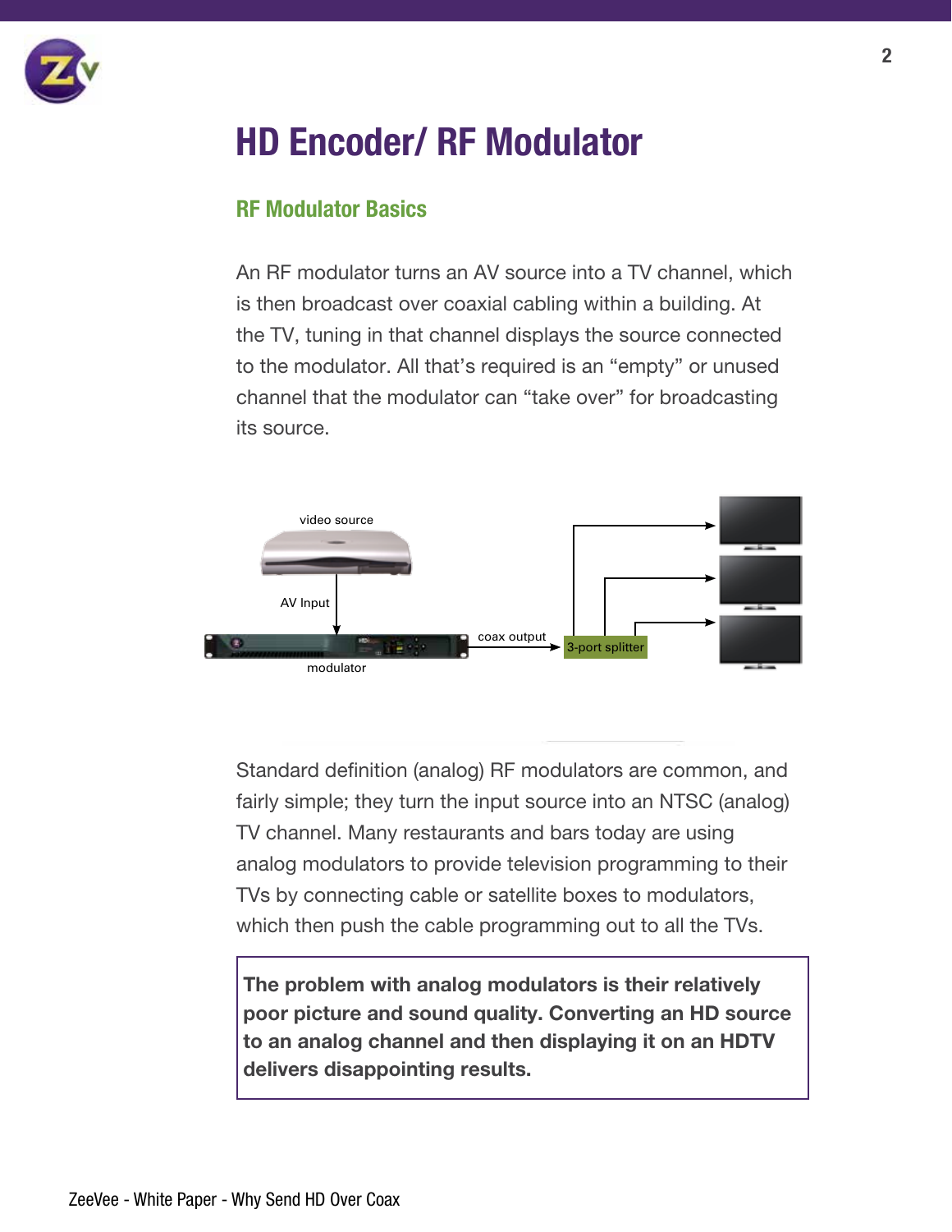# HD Encoder/ RF Modulator

## RF Modulator Basics

An RF modulator turns an AV source into a TV channel, which is then broadcast over coaxial cabling within a building. At the TV, tuning in that channel displays the source connected to the modulator. All that's required is an "empty" or unused channel that the modulator can "take over" for broadcasting its source.

video source

AV Input

modulator

coax output

3-port splitter

Standard definition (analog) RF modulators are common, and fairly simple; they turn the input source into an NTSC (analog) TV channel. Many restaurants and bars today are using analog modulators to provide television programming to their TVs by connecting cable or satellite boxes to modulators, which then push the cable programming out to all the TVs.

**The problem with analog modulators is their relatively poor picture and sound quality. Converting an HD source to an analog channel and then displaying it on an HDTV delivers disappointing results.**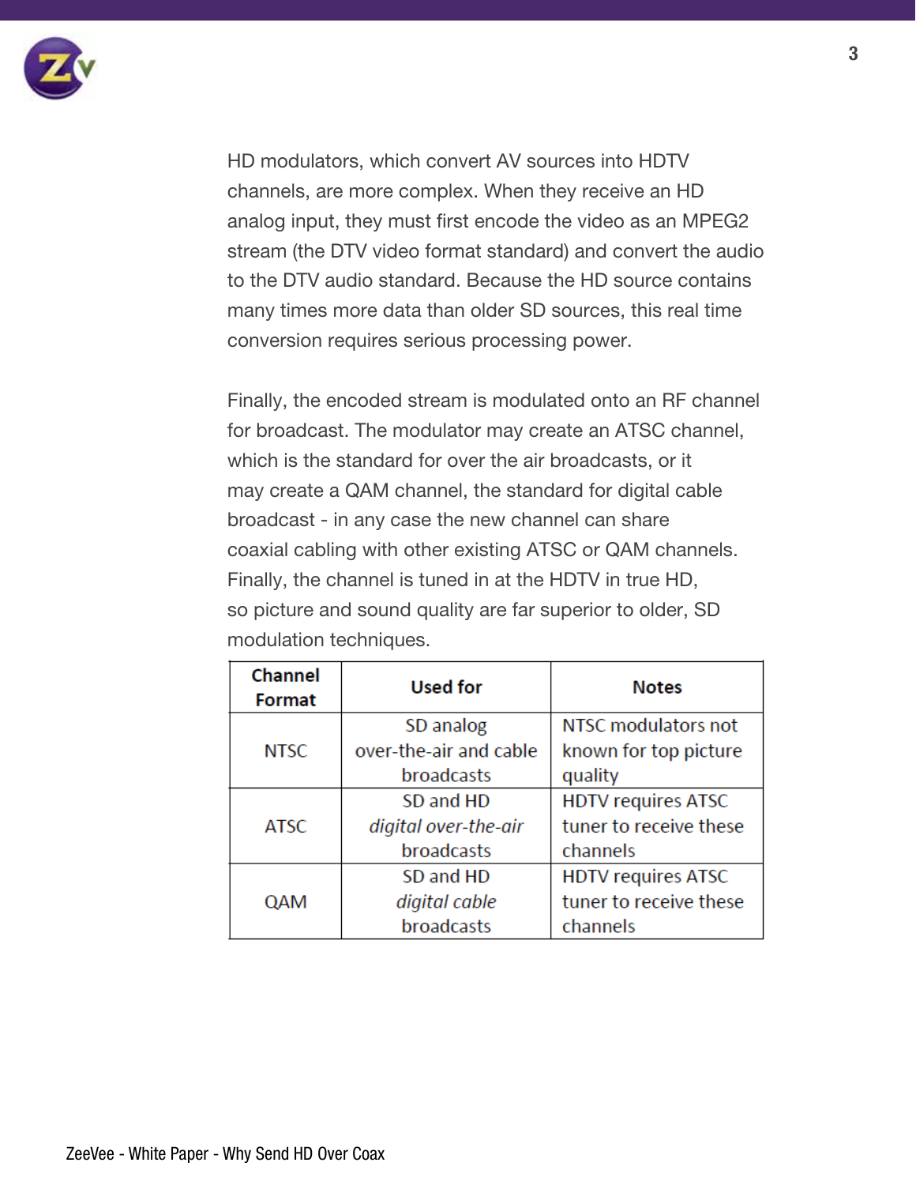HD modulators, which convert AV sources into HDTV channels, are more complex. When they receive an HD analog input, they must first encode the video as an MPEG2 stream (the DTV video format standard) and convert the audio to the DTV audio standard. Because the HD source contains many times more data than older SD sources, this real time conversion requires serious processing power.

Finally, the encoded stream is modulated onto an RF channel for broadcast. The modulator may create an ATSC channel, which is the standard for over the air broadcasts, or it may create a QAM channel, the standard for digital cable broadcast - in any case the new channel can share coaxial cabling with other existing ATSC or QAM channels. Finally, the channel is tuned in at the HDTV in true HD, so picture and sound quality are far superior to older, SD modulation techniques.

| Channel Format | Used for | Notes |
|---|---|---|
| NTSC | SD analog over-the-air and cable broadcasts | NTSC modulators not known for top picture quality |
| ATSC | SD and HD *digital over-the-air* broadcasts | HDTV requires ATSC tuner to receive these channels |
| QAM | SD and HD *digital cable* broadcasts | HDTV requires ATSC tuner to receive these channels |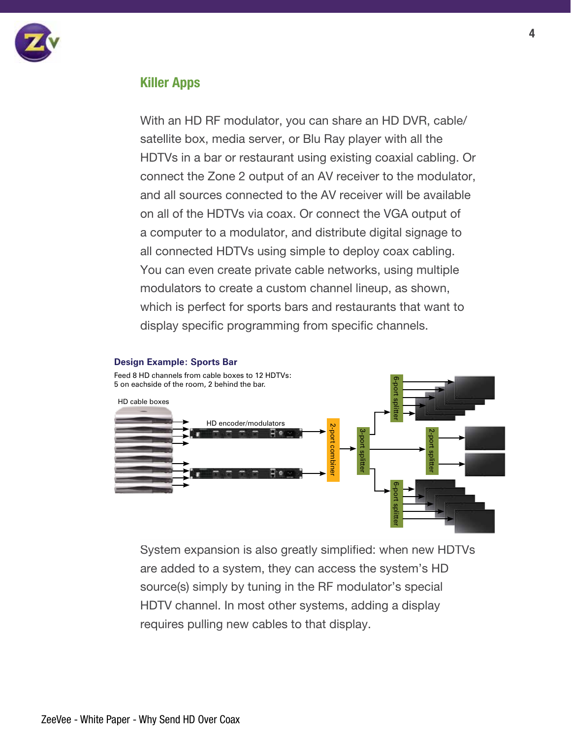## Killer Apps

With an HD RF modulator, you can share an HD DVR, cable/satellite box, media server, or Blu Ray player with all the HDTVs in a bar or restaurant using existing coaxial cabling. Or connect the Zone 2 output of an AV receiver to the modulator, and all sources connected to the AV receiver will be available on all of the HDTVs via coax. Or connect the VGA output of a computer to a modulator, and distribute digital signage to all connected HDTVs using simple to deploy coax cabling. You can even create private cable networks, using multiple modulators to create a custom channel lineup, as shown, which is perfect for sports bars and restaurants that want to display specific programming from specific channels.

**Design Example: Sports Bar**

Feed 8 HD channels from cable boxes to 12 HDTVs: 5 on eachside of the room, 2 behind the bar.

HD cable boxes

HD encoder/modulators

2-port combiner

3-port splitter

6-port splitter

2-port splitter

6-port splitter

System expansion is also greatly simplified: when new HDTVs are added to a system, they can access the system's HD source(s) simply by tuning in the RF modulator's special HDTV channel. In most other systems, adding a display requires pulling new cables to that display.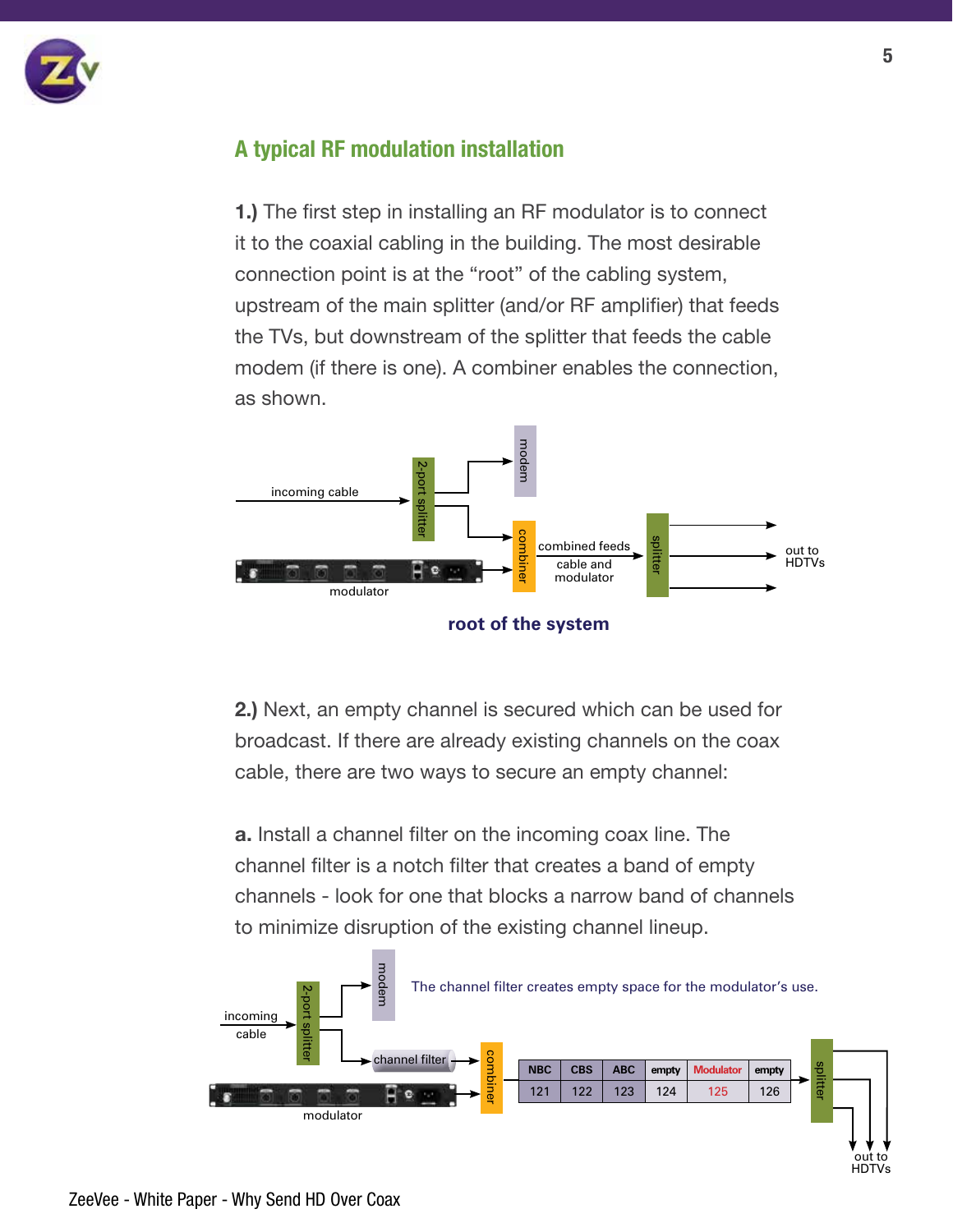## A typical RF modulation installation

**1.)** The first step in installing an RF modulator is to connect it to the coaxial cabling in the building. The most desirable connection point is at the "root" of the cabling system, upstream of the main splitter (and/or RF amplifier) that feeds the TVs, but downstream of the splitter that feeds the cable modem (if there is one). A combiner enables the connection, as shown.

**root of the system**

**2.)** Next, an empty channel is secured which can be used for broadcast. If there are already existing channels on the coax cable, there are two ways to secure an empty channel:

**a.** Install a channel filter on the incoming coax line. The channel filter is a notch filter that creates a band of empty channels - look for one that blocks a narrow band of channels to minimize disruption of the existing channel lineup.

The channel filter creates empty space for the modulator's use.

| NBC | CBS | ABC | empty | Modulator | empty |
|---|---|---|---|---|---|
| 121 | 122 | 123 | 124 | 125 | 126 |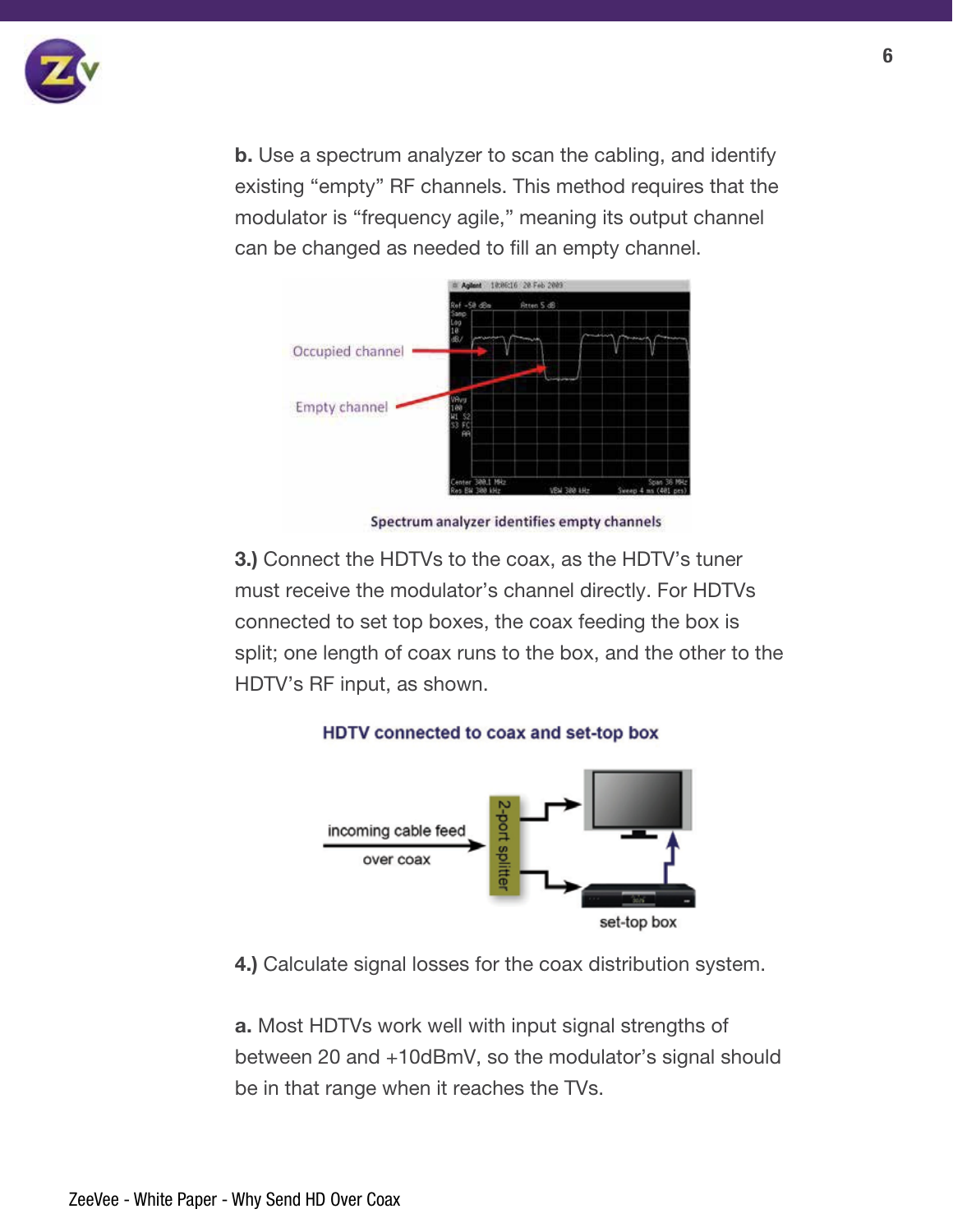**b.** Use a spectrum analyzer to scan the cabling, and identify existing "empty" RF channels. This method requires that the modulator is "frequency agile," meaning its output channel can be changed as needed to fill an empty channel.

Spectrum analyzer identifies empty channels

**3.)** Connect the HDTVs to the coax, as the HDTV's tuner must receive the modulator's channel directly. For HDTVs connected to set top boxes, the coax feeding the box is split; one length of coax runs to the box, and the other to the HDTV's RF input, as shown.

HDTV connected to coax and set-top box

**4.)** Calculate signal losses for the coax distribution system.

**a.** Most HDTVs work well with input signal strengths of between 20 and +10dBmV, so the modulator's signal should be in that range when it reaches the TVs.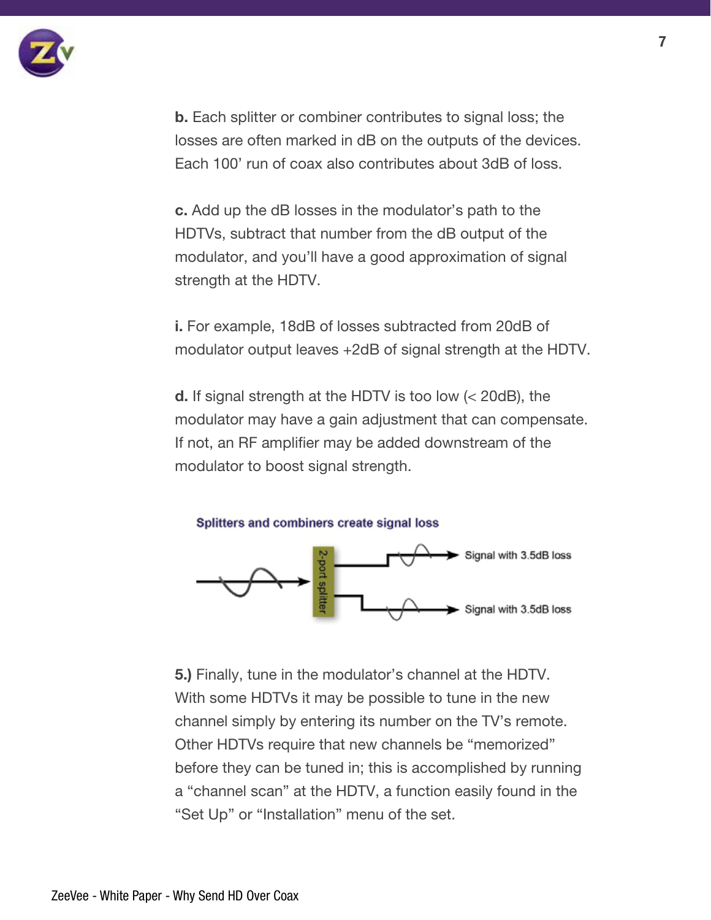**b.** Each splitter or combiner contributes to signal loss; the losses are often marked in dB on the outputs of the devices. Each 100' run of coax also contributes about 3dB of loss.

**c.** Add up the dB losses in the modulator's path to the HDTVs, subtract that number from the dB output of the modulator, and you'll have a good approximation of signal strength at the HDTV.

**i.** For example, 18dB of losses subtracted from 20dB of modulator output leaves +2dB of signal strength at the HDTV.

**d.** If signal strength at the HDTV is too low (< 20dB), the modulator may have a gain adjustment that can compensate. If not, an RF amplifier may be added downstream of the modulator to boost signal strength.

**Splitters and combiners create signal loss**

2-port splitter

Signal with 3.5dB loss

Signal with 3.5dB loss

**5.)** Finally, tune in the modulator's channel at the HDTV. With some HDTVs it may be possible to tune in the new channel simply by entering its number on the TV's remote. Other HDTVs require that new channels be "memorized" before they can be tuned in; this is accomplished by running a "channel scan" at the HDTV, a function easily found in the "Set Up" or "Installation" menu of the set.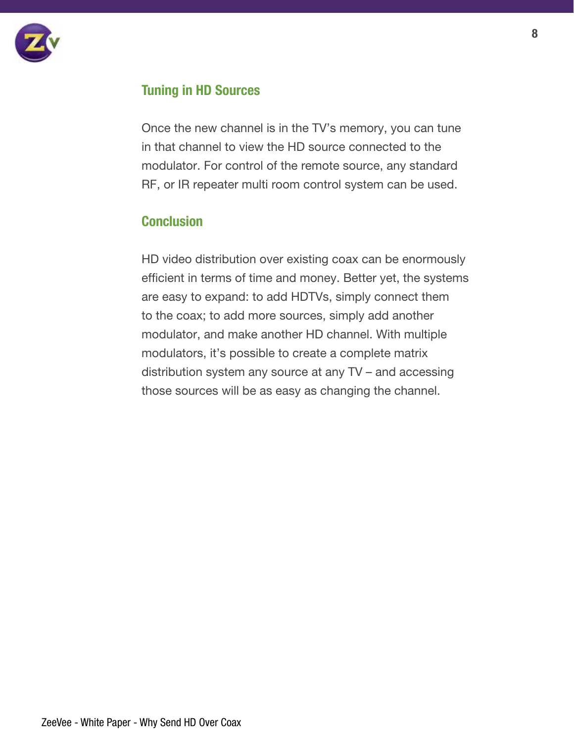## Tuning in HD Sources

Once the new channel is in the TV's memory, you can tune in that channel to view the HD source connected to the modulator. For control of the remote source, any standard RF, or IR repeater multi room control system can be used.

## Conclusion

HD video distribution over existing coax can be enormously efficient in terms of time and money. Better yet, the systems are easy to expand: to add HDTVs, simply connect them to the coax; to add more sources, simply add another modulator, and make another HD channel. With multiple modulators, it's possible to create a complete matrix distribution system any source at any TV – and accessing those sources will be as easy as changing the channel.